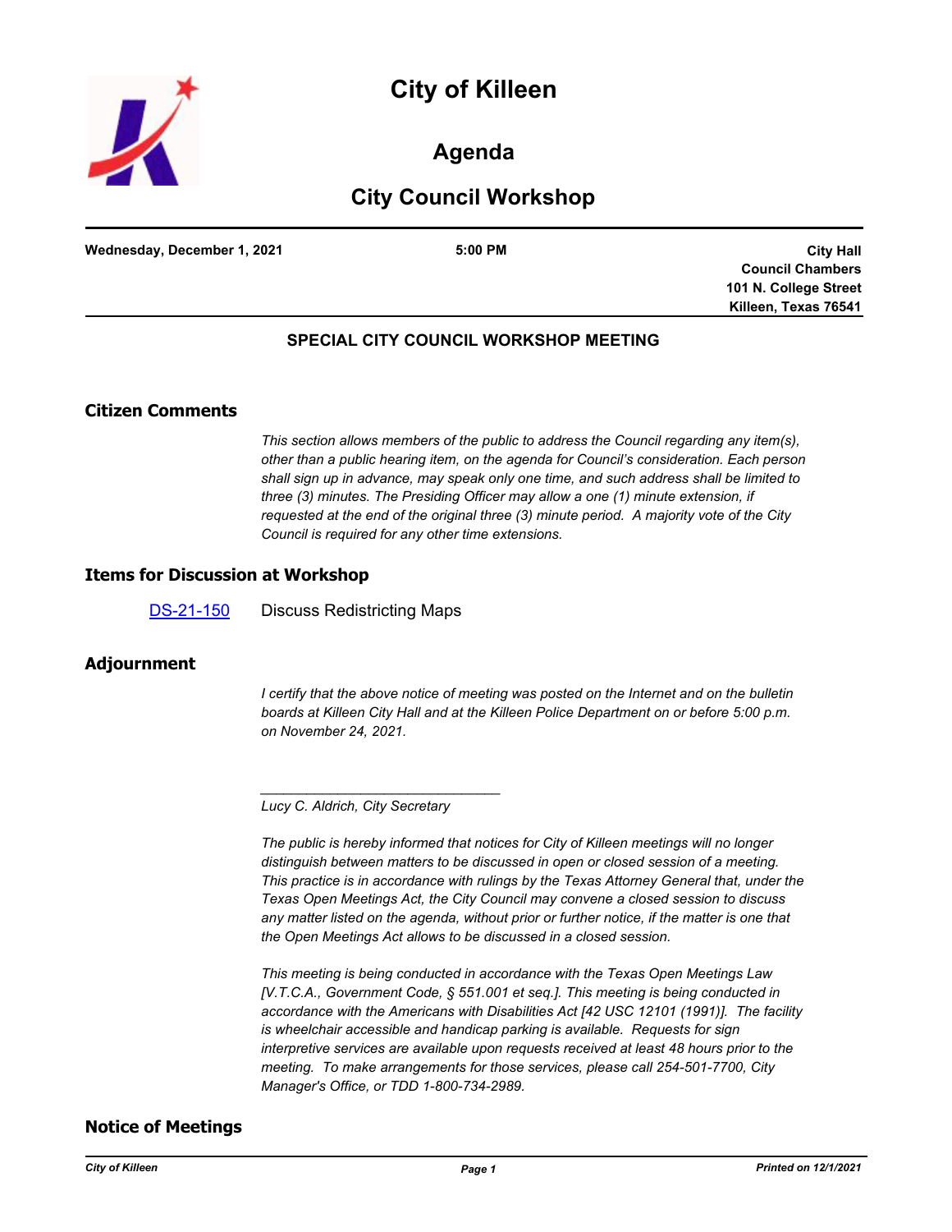# City of Killeen

## Agenda

## City Council Workshop

**Wednesday, December 1, 2021** | **5:00 PM** | **City Hall Council Chambers 101 N. College Street Killeen, Texas 76541**

### SPECIAL CITY COUNCIL WORKSHOP MEETING

## Citizen Comments

*This section allows members of the public to address the Council regarding any item(s), other than a public hearing item, on the agenda for Council's consideration. Each person shall sign up in advance, may speak only one time, and such address shall be limited to three (3) minutes. The Presiding Officer may allow a one (1) minute extension, if requested at the end of the original three (3) minute period. A majority vote of the City Council is required for any other time extensions.*

## Items for Discussion at Workshop

DS-21-150 Discuss Redistricting Maps

## Adjournment

*I certify that the above notice of meeting was posted on the Internet and on the bulletin boards at Killeen City Hall and at the Killeen Police Department on or before 5:00 p.m. on November 24, 2021.*

_______________________________

*Lucy C. Aldrich, City Secretary*

*The public is hereby informed that notices for City of Killeen meetings will no longer distinguish between matters to be discussed in open or closed session of a meeting. This practice is in accordance with rulings by the Texas Attorney General that, under the Texas Open Meetings Act, the City Council may convene a closed session to discuss any matter listed on the agenda, without prior or further notice, if the matter is one that the Open Meetings Act allows to be discussed in a closed session.*

*This meeting is being conducted in accordance with the Texas Open Meetings Law [V.T.C.A., Government Code, § 551.001 et seq.]. This meeting is being conducted in accordance with the Americans with Disabilities Act [42 USC 12101 (1991)]. The facility is wheelchair accessible and handicap parking is available. Requests for sign interpretive services are available upon requests received at least 48 hours prior to the meeting. To make arrangements for those services, please call 254-501-7700, City Manager's Office, or TDD 1-800-734-2989.*

## Notice of Meetings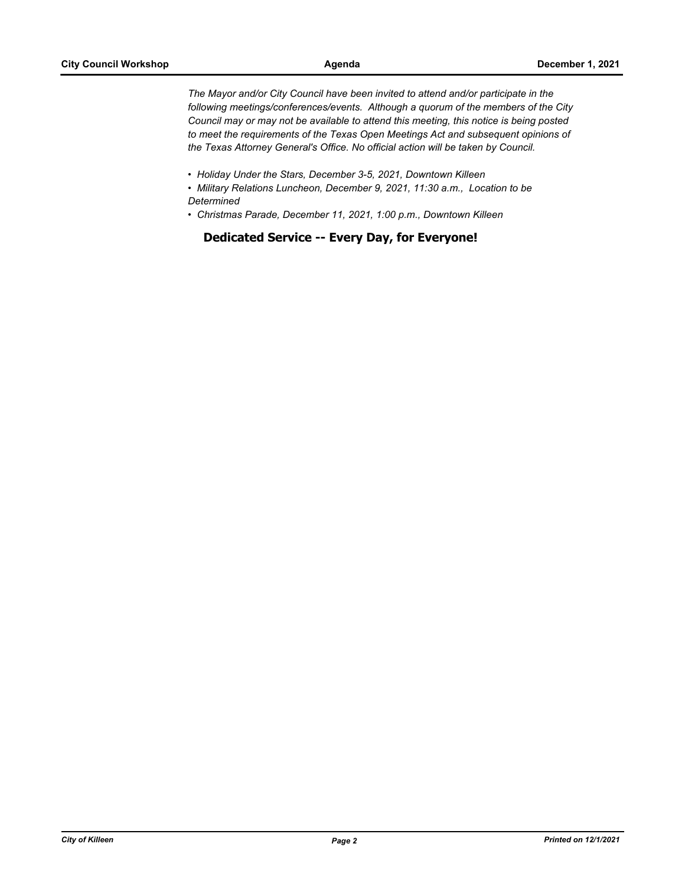*The Mayor and/or City Council have been invited to attend and/or participate in the following meetings/conferences/events. Although a quorum of the members of the City Council may or may not be available to attend this meeting, this notice is being posted to meet the requirements of the Texas Open Meetings Act and subsequent opinions of the Texas Attorney General's Office. No official action will be taken by Council.*

- *Holiday Under the Stars, December 3-5, 2021, Downtown Killeen*
- *Military Relations Luncheon, December 9, 2021, 11:30 a.m., Location to be Determined*
- *Christmas Parade, December 11, 2021, 1:00 p.m., Downtown Killeen*

**Dedicated Service -- Every Day, for Everyone!**